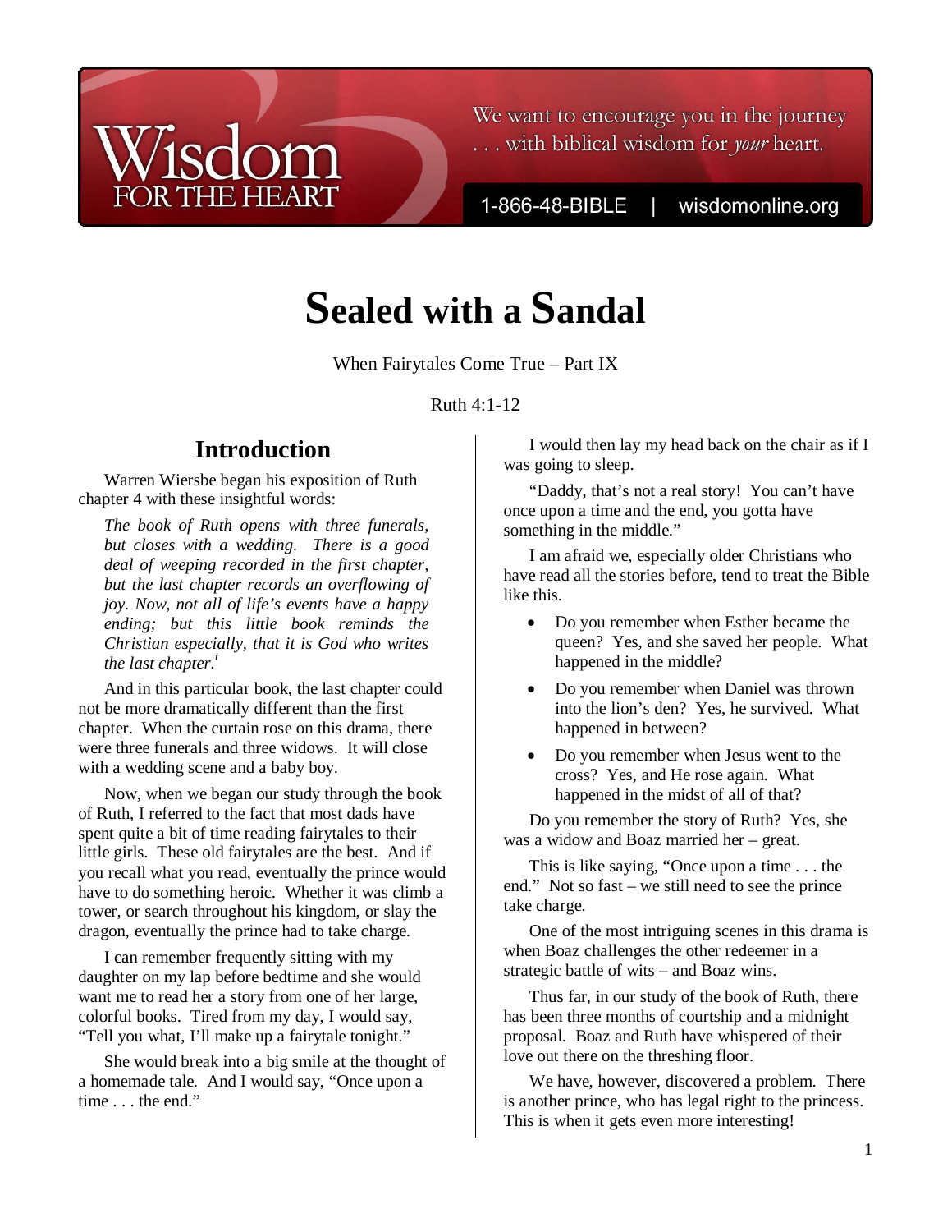# Sealed with a Sandal

When Fairytales Come True – Part IX

Ruth 4:1-12

## Introduction

Warren Wiersbe began his exposition of Ruth chapter 4 with these insightful words:

> *The book of Ruth opens with three funerals, but closes with a wedding. There is a good deal of weeping recorded in the first chapter, but the last chapter records an overflowing of joy. Now, not all of life's events have a happy ending; but this little book reminds the Christian especially, that it is God who writes the last chapter.*[i]

And in this particular book, the last chapter could not be more dramatically different than the first chapter. When the curtain rose on this drama, there were three funerals and three widows. It will close with a wedding scene and a baby boy.

Now, when we began our study through the book of Ruth, I referred to the fact that most dads have spent quite a bit of time reading fairytales to their little girls. These old fairytales are the best. And if you recall what you read, eventually the prince would have to do something heroic. Whether it was climb a tower, or search throughout his kingdom, or slay the dragon, eventually the prince had to take charge.

I can remember frequently sitting with my daughter on my lap before bedtime and she would want me to read her a story from one of her large, colorful books. Tired from my day, I would say, "Tell you what, I'll make up a fairytale tonight."

She would break into a big smile at the thought of a homemade tale. And I would say, "Once upon a time . . . the end."

I would then lay my head back on the chair as if I was going to sleep.

"Daddy, that's not a real story! You can't have once upon a time and the end, you gotta have something in the middle."

I am afraid we, especially older Christians who have read all the stories before, tend to treat the Bible like this.

- Do you remember when Esther became the queen? Yes, and she saved her people. What happened in the middle?
- Do you remember when Daniel was thrown into the lion's den? Yes, he survived. What happened in between?
- Do you remember when Jesus went to the cross? Yes, and He rose again. What happened in the midst of all of that?

Do you remember the story of Ruth? Yes, she was a widow and Boaz married her – great.

This is like saying, "Once upon a time . . . the end." Not so fast – we still need to see the prince take charge.

One of the most intriguing scenes in this drama is when Boaz challenges the other redeemer in a strategic battle of wits – and Boaz wins.

Thus far, in our study of the book of Ruth, there has been three months of courtship and a midnight proposal. Boaz and Ruth have whispered of their love out there on the threshing floor.

We have, however, discovered a problem. There is another prince, who has legal right to the princess. This is when it gets even more interesting!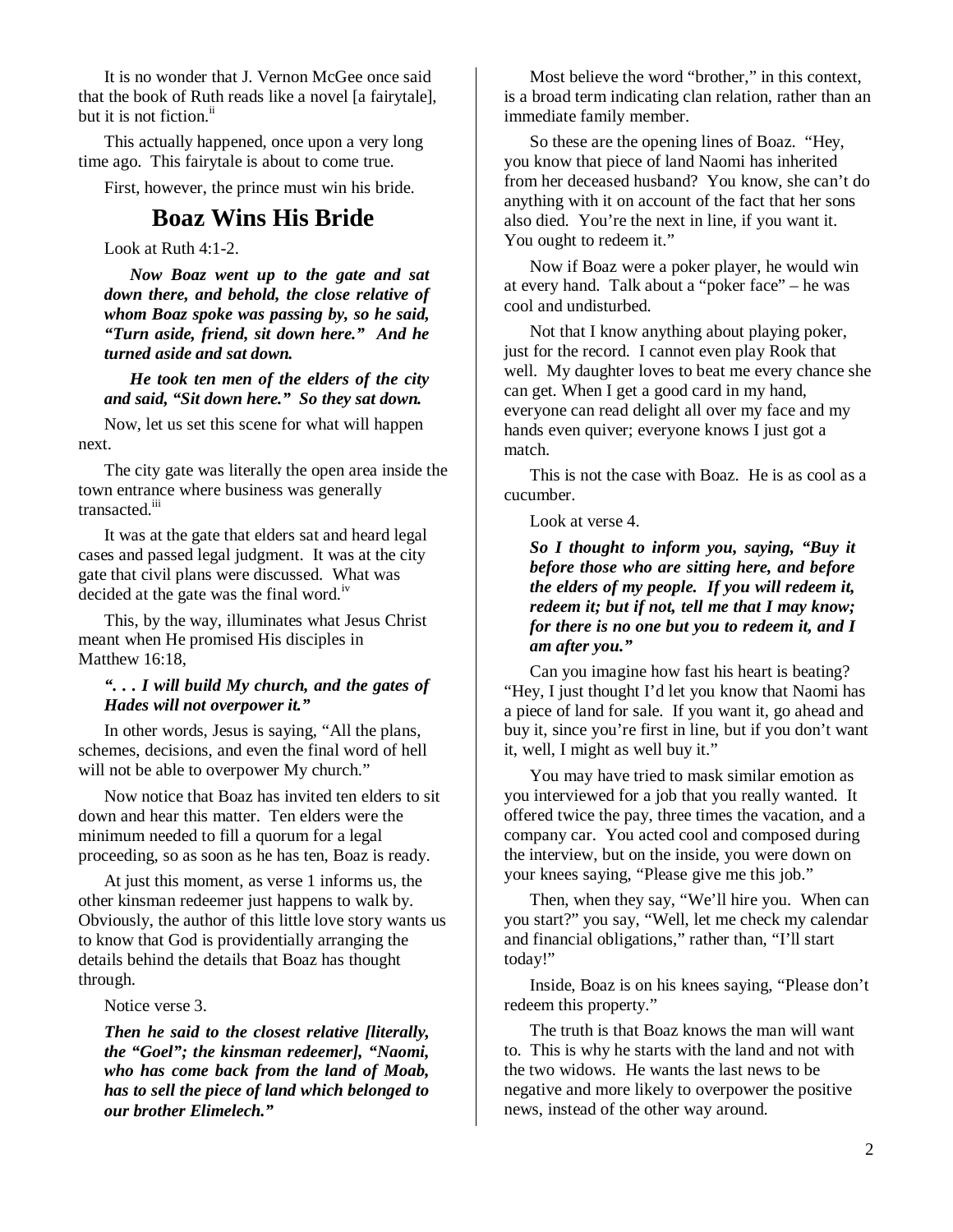It is no wonder that J. Vernon McGee once said that the book of Ruth reads like a novel [a fairytale], but it is not fiction.[ii]

This actually happened, once upon a very long time ago. This fairytale is about to come true.

First, however, the prince must win his bride.

## Boaz Wins His Bride

Look at Ruth 4:1-2.

> ***Now Boaz went up to the gate and sat down there, and behold, the close relative of whom Boaz spoke was passing by, so he said, "Turn aside, friend, sit down here." And he turned aside and sat down.***
>
> ***He took ten men of the elders of the city and said, "Sit down here." So they sat down.***

Now, let us set this scene for what will happen next.

The city gate was literally the open area inside the town entrance where business was generally transacted.[iii]

It was at the gate that elders sat and heard legal cases and passed legal judgment. It was at the city gate that civil plans were discussed. What was decided at the gate was the final word.[iv]

This, by the way, illuminates what Jesus Christ meant when He promised His disciples in Matthew 16:18,

> ***". . . I will build My church, and the gates of Hades will not overpower it."***

In other words, Jesus is saying, "All the plans, schemes, decisions, and even the final word of hell will not be able to overpower My church."

Now notice that Boaz has invited ten elders to sit down and hear this matter. Ten elders were the minimum needed to fill a quorum for a legal proceeding, so as soon as he has ten, Boaz is ready.

At just this moment, as verse 1 informs us, the other kinsman redeemer just happens to walk by. Obviously, the author of this little love story wants us to know that God is providentially arranging the details behind the details that Boaz has thought through.

Notice verse 3.

> ***Then he said to the closest relative [literally, the "Goel"; the kinsman redeemer], "Naomi, who has come back from the land of Moab, has to sell the piece of land which belonged to our brother Elimelech."***

Most believe the word "brother," in this context, is a broad term indicating clan relation, rather than an immediate family member.

So these are the opening lines of Boaz. "Hey, you know that piece of land Naomi has inherited from her deceased husband? You know, she can't do anything with it on account of the fact that her sons also died. You're the next in line, if you want it. You ought to redeem it."

Now if Boaz were a poker player, he would win at every hand. Talk about a "poker face" – he was cool and undisturbed.

Not that I know anything about playing poker, just for the record. I cannot even play Rook that well. My daughter loves to beat me every chance she can get. When I get a good card in my hand, everyone can read delight all over my face and my hands even quiver; everyone knows I just got a match.

This is not the case with Boaz. He is as cool as a cucumber.

Look at verse 4.

> ***So I thought to inform you, saying, "Buy it before those who are sitting here, and before the elders of my people. If you will redeem it, redeem it; but if not, tell me that I may know; for there is no one but you to redeem it, and I am after you."***

Can you imagine how fast his heart is beating? "Hey, I just thought I'd let you know that Naomi has a piece of land for sale. If you want it, go ahead and buy it, since you're first in line, but if you don't want it, well, I might as well buy it."

You may have tried to mask similar emotion as you interviewed for a job that you really wanted. It offered twice the pay, three times the vacation, and a company car. You acted cool and composed during the interview, but on the inside, you were down on your knees saying, "Please give me this job."

Then, when they say, "We'll hire you. When can you start?" you say, "Well, let me check my calendar and financial obligations," rather than, "I'll start today!"

Inside, Boaz is on his knees saying, "Please don't redeem this property."

The truth is that Boaz knows the man will want to. This is why he starts with the land and not with the two widows. He wants the last news to be negative and more likely to overpower the positive news, instead of the other way around.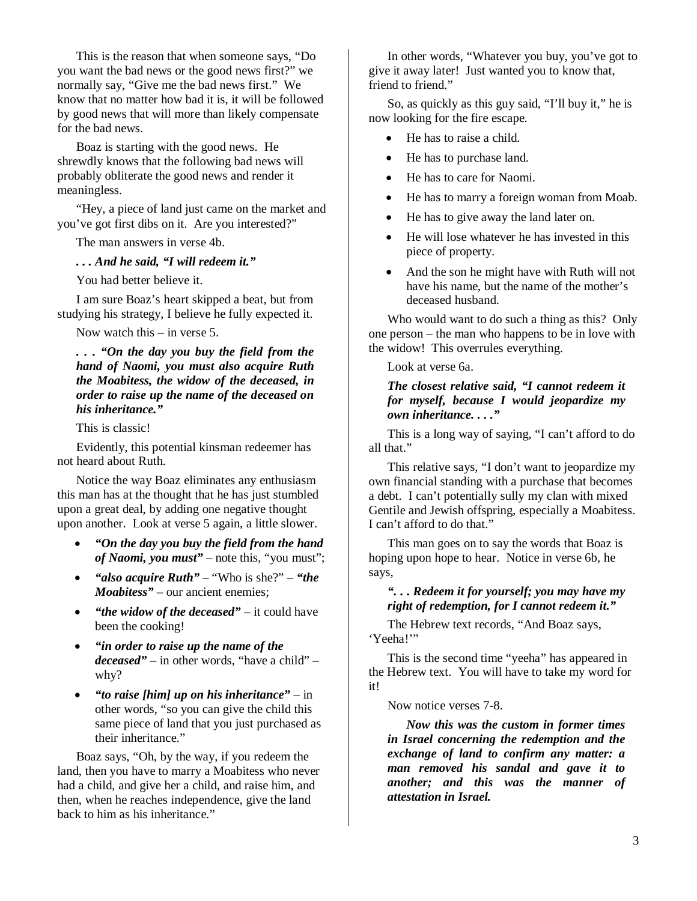This is the reason that when someone says, "Do you want the bad news or the good news first?" we normally say, "Give me the bad news first." We know that no matter how bad it is, it will be followed by good news that will more than likely compensate for the bad news.

Boaz is starting with the good news. He shrewdly knows that the following bad news will probably obliterate the good news and render it meaningless.

"Hey, a piece of land just came on the market and you've got first dibs on it. Are you interested?"

The man answers in verse 4b.

***. . . And he said, "I will redeem it."***

You had better believe it.

I am sure Boaz's heart skipped a beat, but from studying his strategy, I believe he fully expected it.

Now watch this – in verse 5.

***. . . "On the day you buy the field from the hand of Naomi, you must also acquire Ruth the Moabitess, the widow of the deceased, in order to raise up the name of the deceased on his inheritance."***

This is classic!

Evidently, this potential kinsman redeemer has not heard about Ruth.

Notice the way Boaz eliminates any enthusiasm this man has at the thought that he has just stumbled upon a great deal, by adding one negative thought upon another. Look at verse 5 again, a little slower.

- ***"On the day you buy the field from the hand of Naomi, you must"*** – note this, "you must";
- ***"also acquire Ruth"*** – "Who is she?" – ***"the Moabitess"*** – our ancient enemies;
- ***"the widow of the deceased"*** – it could have been the cooking!
- ***"in order to raise up the name of the deceased"*** – in other words, "have a child" – why?
- ***"to raise [him] up on his inheritance"*** – in other words, "so you can give the child this same piece of land that you just purchased as their inheritance."

Boaz says, "Oh, by the way, if you redeem the land, then you have to marry a Moabitess who never had a child, and give her a child, and raise him, and then, when he reaches independence, give the land back to him as his inheritance."

In other words, "Whatever you buy, you've got to give it away later! Just wanted you to know that, friend to friend."

So, as quickly as this guy said, "I'll buy it," he is now looking for the fire escape.

- He has to raise a child.
- He has to purchase land.
- He has to care for Naomi.
- He has to marry a foreign woman from Moab.
- He has to give away the land later on.
- He will lose whatever he has invested in this piece of property.
- And the son he might have with Ruth will not have his name, but the name of the mother's deceased husband.

Who would want to do such a thing as this? Only one person – the man who happens to be in love with the widow! This overrules everything.

Look at verse 6a.

***The closest relative said, "I cannot redeem it for myself, because I would jeopardize my own inheritance. . . ."***

This is a long way of saying, "I can't afford to do all that."

This relative says, "I don't want to jeopardize my own financial standing with a purchase that becomes a debt. I can't potentially sully my clan with mixed Gentile and Jewish offspring, especially a Moabitess. I can't afford to do that."

This man goes on to say the words that Boaz is hoping upon hope to hear. Notice in verse 6b, he says,

***". . . Redeem it for yourself; you may have my right of redemption, for I cannot redeem it."***

The Hebrew text records, "And Boaz says, 'Yeeha!'"

This is the second time "yeeha" has appeared in the Hebrew text. You will have to take my word for it!

Now notice verses 7-8.

***Now this was the custom in former times in Israel concerning the redemption and the exchange of land to confirm any matter: a man removed his sandal and gave it to another; and this was the manner of attestation in Israel.***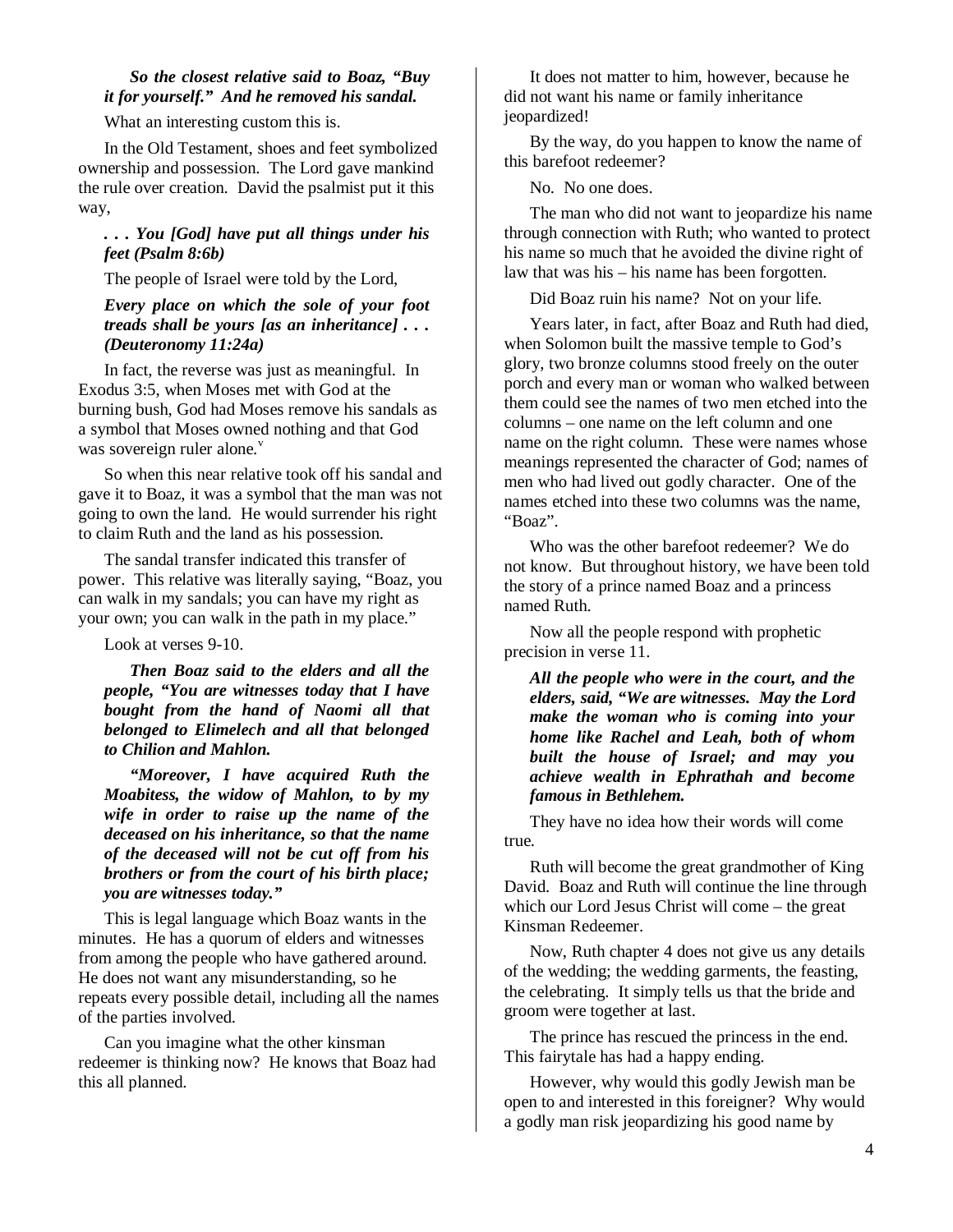***So the closest relative said to Boaz, "Buy it for yourself." And he removed his sandal.***

What an interesting custom this is.

In the Old Testament, shoes and feet symbolized ownership and possession. The Lord gave mankind the rule over creation. David the psalmist put it this way,

***. . . You [God] have put all things under his feet (Psalm 8:6b)***

The people of Israel were told by the Lord,

***Every place on which the sole of your foot treads shall be yours [as an inheritance] . . . (Deuteronomy 11:24a)***

In fact, the reverse was just as meaningful. In Exodus 3:5, when Moses met with God at the burning bush, God had Moses remove his sandals as a symbol that Moses owned nothing and that God was sovereign ruler alone.[v]

So when this near relative took off his sandal and gave it to Boaz, it was a symbol that the man was not going to own the land. He would surrender his right to claim Ruth and the land as his possession.

The sandal transfer indicated this transfer of power. This relative was literally saying, "Boaz, you can walk in my sandals; you can have my right as your own; you can walk in the path in my place."

Look at verses 9-10.

***Then Boaz said to the elders and all the people, "You are witnesses today that I have bought from the hand of Naomi all that belonged to Elimelech and all that belonged to Chilion and Mahlon.***

***"Moreover, I have acquired Ruth the Moabitess, the widow of Mahlon, to by my wife in order to raise up the name of the deceased on his inheritance, so that the name of the deceased will not be cut off from his brothers or from the court of his birth place; you are witnesses today."***

This is legal language which Boaz wants in the minutes. He has a quorum of elders and witnesses from among the people who have gathered around. He does not want any misunderstanding, so he repeats every possible detail, including all the names of the parties involved.

Can you imagine what the other kinsman redeemer is thinking now? He knows that Boaz had this all planned.

It does not matter to him, however, because he did not want his name or family inheritance jeopardized!

By the way, do you happen to know the name of this barefoot redeemer?

No. No one does.

The man who did not want to jeopardize his name through connection with Ruth; who wanted to protect his name so much that he avoided the divine right of law that was his – his name has been forgotten.

Did Boaz ruin his name? Not on your life.

Years later, in fact, after Boaz and Ruth had died, when Solomon built the massive temple to God's glory, two bronze columns stood freely on the outer porch and every man or woman who walked between them could see the names of two men etched into the columns – one name on the left column and one name on the right column. These were names whose meanings represented the character of God; names of men who had lived out godly character. One of the names etched into these two columns was the name, "Boaz".

Who was the other barefoot redeemer? We do not know. But throughout history, we have been told the story of a prince named Boaz and a princess named Ruth.

Now all the people respond with prophetic precision in verse 11.

***All the people who were in the court, and the elders, said, "We are witnesses. May the Lord make the woman who is coming into your home like Rachel and Leah, both of whom built the house of Israel; and may you achieve wealth in Ephrathah and become famous in Bethlehem.***

They have no idea how their words will come true.

Ruth will become the great grandmother of King David. Boaz and Ruth will continue the line through which our Lord Jesus Christ will come – the great Kinsman Redeemer.

Now, Ruth chapter 4 does not give us any details of the wedding; the wedding garments, the feasting, the celebrating. It simply tells us that the bride and groom were together at last.

The prince has rescued the princess in the end. This fairytale has had a happy ending.

However, why would this godly Jewish man be open to and interested in this foreigner? Why would a godly man risk jeopardizing his good name by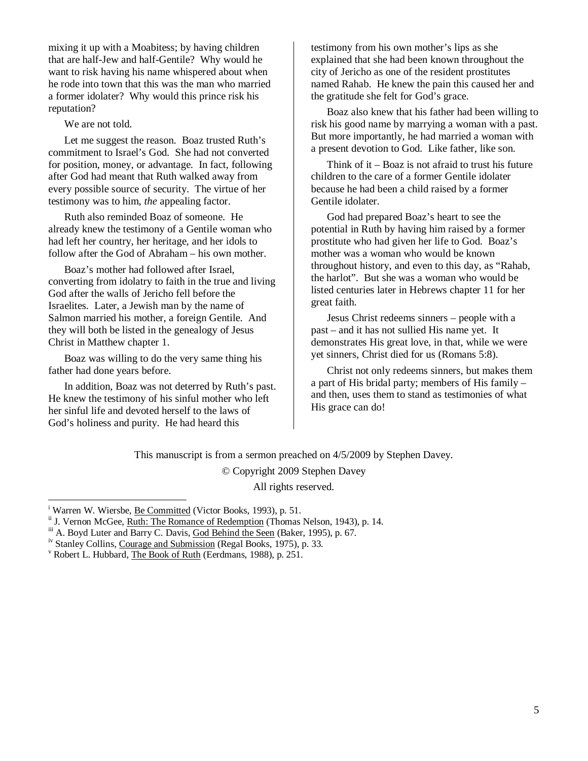mixing it up with a Moabitess; by having children that are half-Jew and half-Gentile? Why would he want to risk having his name whispered about when he rode into town that this was the man who married a former idolater? Why would this prince risk his reputation?

We are not told.

Let me suggest the reason. Boaz trusted Ruth's commitment to Israel's God. She had not converted for position, money, or advantage. In fact, following after God had meant that Ruth walked away from every possible source of security. The virtue of her testimony was to him, *the* appealing factor.

Ruth also reminded Boaz of someone. He already knew the testimony of a Gentile woman who had left her country, her heritage, and her idols to follow after the God of Abraham – his own mother.

Boaz's mother had followed after Israel, converting from idolatry to faith in the true and living God after the walls of Jericho fell before the Israelites. Later, a Jewish man by the name of Salmon married his mother, a foreign Gentile. And they will both be listed in the genealogy of Jesus Christ in Matthew chapter 1.

Boaz was willing to do the very same thing his father had done years before.

In addition, Boaz was not deterred by Ruth's past. He knew the testimony of his sinful mother who left her sinful life and devoted herself to the laws of God's holiness and purity. He had heard this testimony from his own mother's lips as she explained that she had been known throughout the city of Jericho as one of the resident prostitutes named Rahab. He knew the pain this caused her and the gratitude she felt for God's grace.

Boaz also knew that his father had been willing to risk his good name by marrying a woman with a past. But more importantly, he had married a woman with a present devotion to God. Like father, like son.

Think of it – Boaz is not afraid to trust his future children to the care of a former Gentile idolater because he had been a child raised by a former Gentile idolater.

God had prepared Boaz's heart to see the potential in Ruth by having him raised by a former prostitute who had given her life to God. Boaz's mother was a woman who would be known throughout history, and even to this day, as "Rahab, the harlot". But she was a woman who would be listed centuries later in Hebrews chapter 11 for her great faith.

Jesus Christ redeems sinners – people with a past – and it has not sullied His name yet. It demonstrates His great love, in that, while we were yet sinners, Christ died for us (Romans 5:8).

Christ not only redeems sinners, but makes them a part of His bridal party; members of His family – and then, uses them to stand as testimonies of what His grace can do!

This manuscript is from a sermon preached on 4/5/2009 by Stephen Davey.

© Copyright 2009 Stephen Davey

All rights reserved.

---

[i] Warren W. Wiersbe, Be Committed (Victor Books, 1993), p. 51.

[ii] J. Vernon McGee, Ruth: The Romance of Redemption (Thomas Nelson, 1943), p. 14.

[iii] A. Boyd Luter and Barry C. Davis, God Behind the Seen (Baker, 1995), p. 67.

[iv] Stanley Collins, Courage and Submission (Regal Books, 1975), p. 33.

[v] Robert L. Hubbard, The Book of Ruth (Eerdmans, 1988), p. 251.